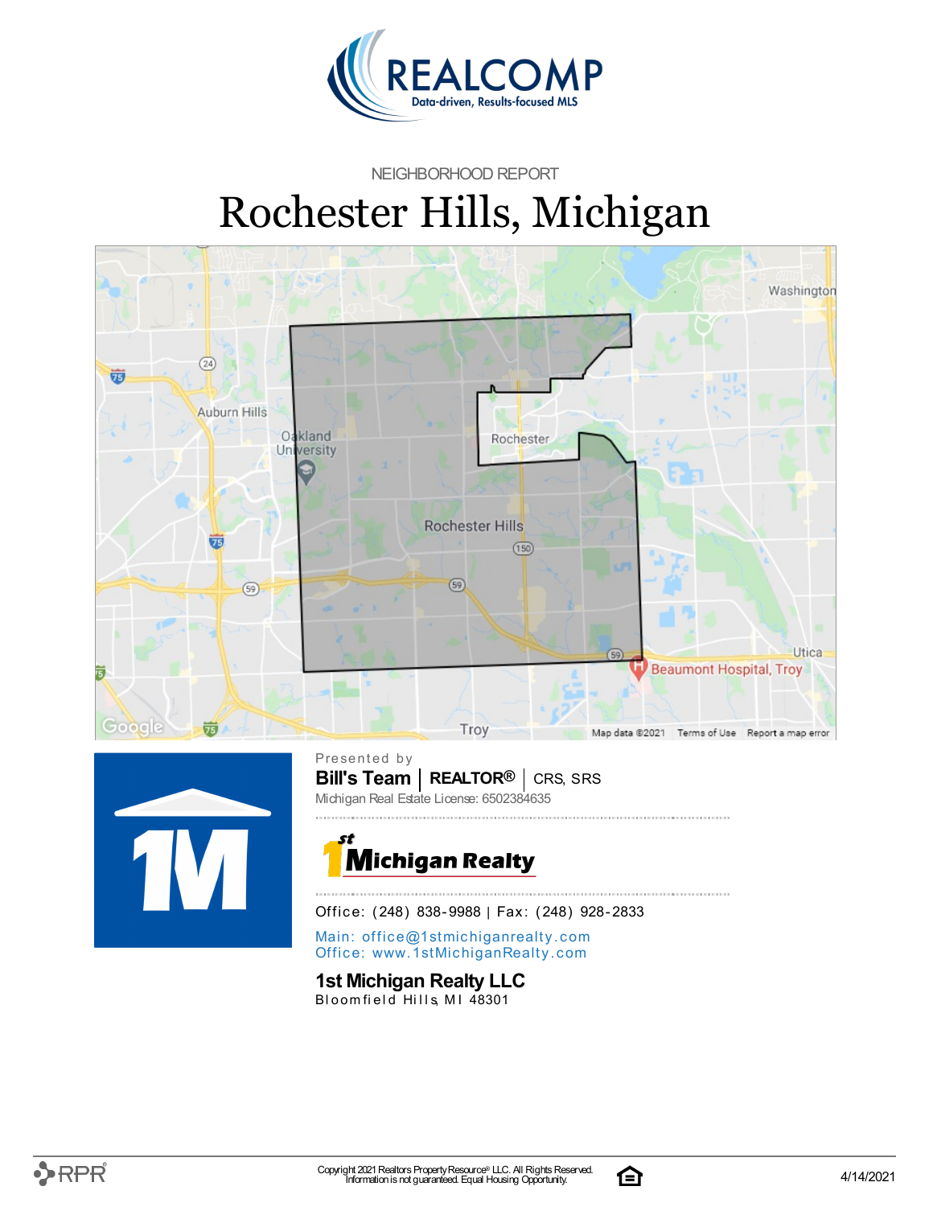NEIGHBORHOOD REPORT

# Rochester Hills, Michigan

Presented by

**Bill's Team** | **REALTOR®** | CRS, SRS

Michigan Real Estate License: 6502384635

Office: (248) 838-9988 | Fax: (248) 928-2833

Main: office@1stmichiganrealty.com

Office: www.1stMichiganRealty.com

**1st Michigan Realty LLC**

Bloomfield Hills, MI 48301

Copyright 2021 Realtors Property Resource® LLC. All Rights Reserved.
Information is not guaranteed. Equal Housing Opportunity.

4/14/2021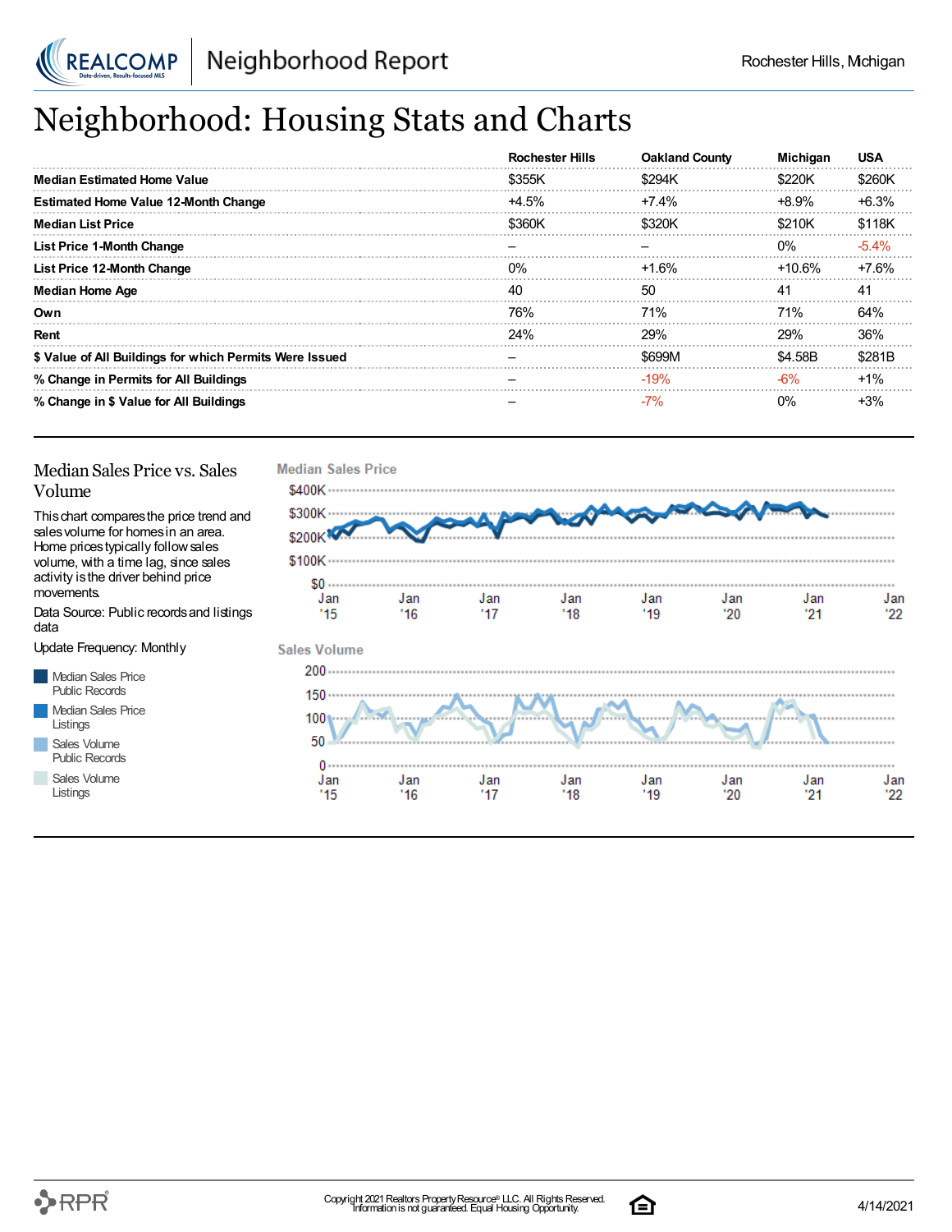# Neighborhood: Housing Stats and Charts

| | Rochester Hills | Oakland County | Michigan | USA |
|---|---|---|---|---|
| **Median Estimated Home Value** | $355K | $294K | $220K | $260K |
| **Estimated Home Value 12-Month Change** | +4.5% | +7.4% | +8.9% | +6.3% |
| **Median List Price** | $360K | $320K | $210K | $118K |
| **List Price 1-Month Change** | – | – | 0% | -5.4% |
| **List Price 12-Month Change** | 0% | +1.6% | +10.6% | +7.6% |
| **Median Home Age** | 40 | 50 | 41 | 41 |
| **Own** | 76% | 71% | 71% | 64% |
| **Rent** | 24% | 29% | 29% | 36% |
| **$ Value of All Buildings for which Permits Were Issued** | – | $699M | $4.58B | $281B |
| **% Change in Permits for All Buildings** | – | -19% | -6% | +1% |
| **% Change in $ Value for All Buildings** | – | -7% | 0% | +3% |

## Median Sales Price vs. Sales Volume

This chart compares the price trend and sales volume for homes in an area. Home prices typically follow sales volume, with a time lag, since sales activity is the driver behind price movements.

Data Source: Public records and listings data

Update Frequency: Monthly

- Median Sales Price Public Records
- Median Sales Price Listings
- Sales Volume Public Records
- Sales Volume Listings

**Median Sales Price**

$400K, $300K, $200K, $100K, $0

Jan '15, Jan '16, Jan '17, Jan '18, Jan '19, Jan '20, Jan '21, Jan '22

**Sales Volume**

200, 150, 100, 50, 0

Jan '15, Jan '16, Jan '17, Jan '18, Jan '19, Jan '20, Jan '21, Jan '22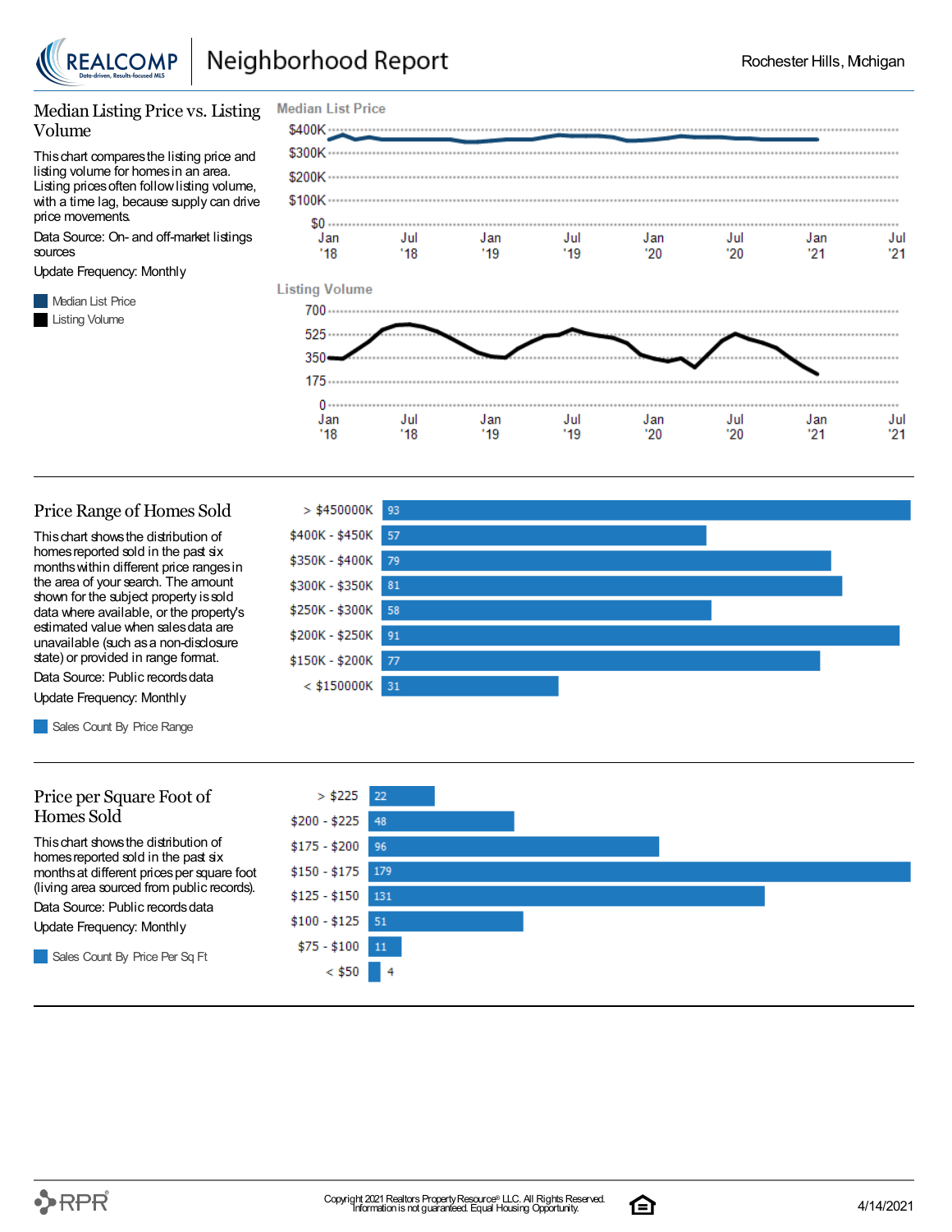# Neighborhood Report

Rochester Hills, Michigan

## Median Listing Price vs. Listing Volume

This chart compares the listing price and listing volume for homes in an area. Listing prices often follow listing volume, with a time lag, because supply can drive price movements.

Data Source: On- and off-market listings sources

Update Frequency: Monthly

- Median List Price
- Listing Volume

**Median List Price**

$400K, $300K, $200K, $100K, $0

Jan '18, Jul '18, Jan '19, Jul '19, Jan '20, Jul '20, Jan '21, Jul '21

**Listing Volume**

700, 525, 350, 175, 0

Jan '18, Jul '18, Jan '19, Jul '19, Jan '20, Jul '20, Jan '21, Jul '21

## Price Range of Homes Sold

This chart shows the distribution of homes reported sold in the past six months within different price ranges in the area of your search. The amount shown for the subject property is sold data where available, or the property's estimated value when sales data are unavailable (such as a non-disclosure state) or provided in range format.

Data Source: Public records data

Update Frequency: Monthly

- Sales Count By Price Range

| Price Range | Sales Count |
|---|---|
| > $450000K | 93 |
| $400K - $450K | 57 |
| $350K - $400K | 79 |
| $300K - $350K | 81 |
| $250K - $300K | 58 |
| $200K - $250K | 91 |
| $150K - $200K | 77 |
| < $150000K | 31 |

## Price per Square Foot of Homes Sold

This chart shows the distribution of homes reported sold in the past six months at different prices per square foot (living area sourced from public records).

Data Source: Public records data

Update Frequency: Monthly

- Sales Count By Price Per Sq Ft

| Price per Sq Ft | Sales Count |
|---|---|
| > $225 | 22 |
| $200 - $225 | 48 |
| $175 - $200 | 96 |
| $150 - $175 | 179 |
| $125 - $150 | 131 |
| $100 - $125 | 51 |
| $75 - $100 | 11 |
| < $50 | 4 |

Copyright 2021 Realtors Property Resource® LLC. All Rights Reserved.
Information is not guaranteed. Equal Housing Opportunity.

4/14/2021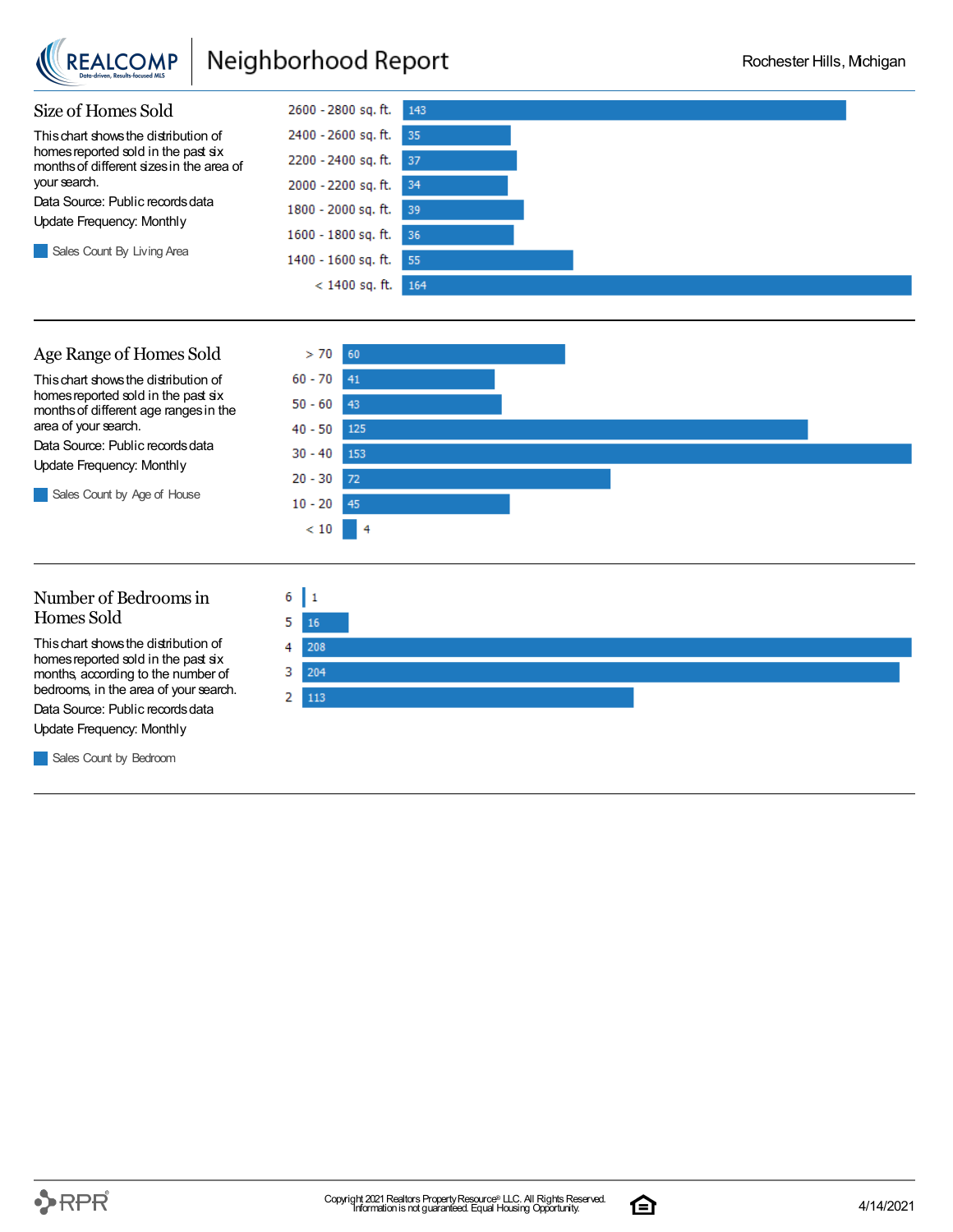## Size of Homes Sold

This chart shows the distribution of homes reported sold in the past six months of different sizes in the area of your search.

Data Source: Public records data

Update Frequency: Monthly

Sales Count By Living Area

| Living Area | Sales Count |
|---|---|
| 2600 - 2800 sq. ft. | 143 |
| 2400 - 2600 sq. ft. | 35 |
| 2200 - 2400 sq. ft. | 37 |
| 2000 - 2200 sq. ft. | 34 |
| 1800 - 2000 sq. ft. | 39 |
| 1600 - 1800 sq. ft. | 36 |
| 1400 - 1600 sq. ft. | 55 |
| < 1400 sq. ft. | 164 |

## Age Range of Homes Sold

This chart shows the distribution of homes reported sold in the past six months of different age ranges in the area of your search.

Data Source: Public records data

Update Frequency: Monthly

Sales Count by Age of House

| Age of House | Sales Count |
|---|---|
| > 70 | 60 |
| 60 - 70 | 41 |
| 50 - 60 | 43 |
| 40 - 50 | 125 |
| 30 - 40 | 153 |
| 20 - 30 | 72 |
| 10 - 20 | 45 |
| < 10 | 4 |

## Number of Bedrooms in Homes Sold

This chart shows the distribution of homes reported sold in the past six months, according to the number of bedrooms, in the area of your search.

Data Source: Public records data

Update Frequency: Monthly

Sales Count by Bedroom

| Bedrooms | Sales Count |
|---|---|
| 6 | 1 |
| 5 | 16 |
| 4 | 208 |
| 3 | 204 |
| 2 | 113 |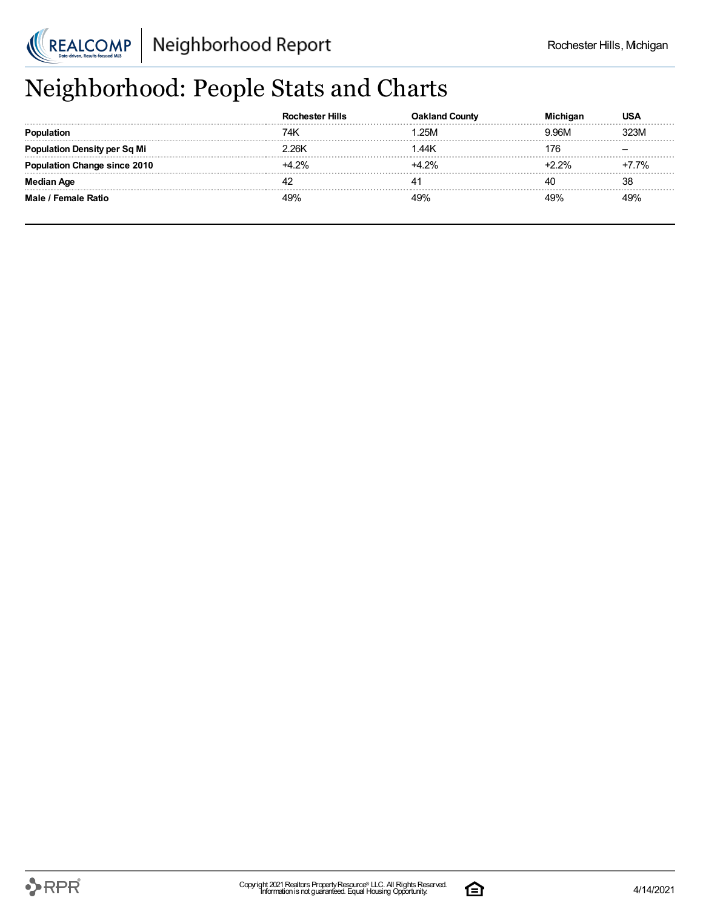# Neighborhood: People Stats and Charts

| | Rochester Hills | Oakland County | Michigan | USA |
|---|---|---|---|---|
| **Population** | 74K | 1.25M | 9.96M | 323M |
| **Population Density per Sq Mi** | 2.26K | 1.44K | 176 | – |
| **Population Change since 2010** | +4.2% | +4.2% | +2.2% | +7.7% |
| **Median Age** | 42 | 41 | 40 | 38 |
| **Male / Female Ratio** | 49% | 49% | 49% | 49% |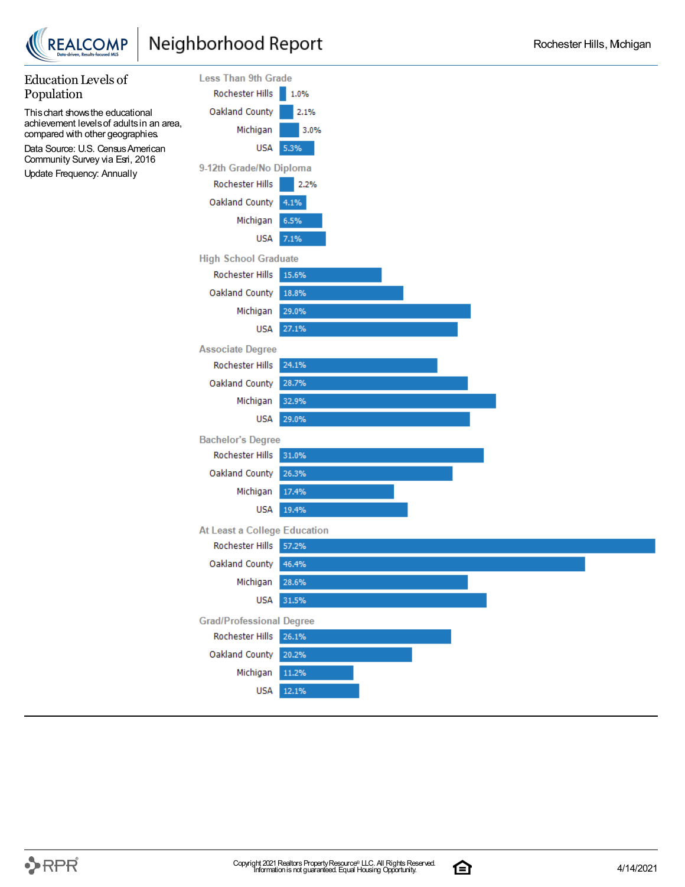## Education Levels of Population

This chart shows the educational achievement levels of adults in an area, compared with other geographies.

Data Source: U.S. Census American Community Survey via Esri, 2016

Update Frequency: Annually

**Less Than 9th Grade**

| Area | Value |
|---|---|
| Rochester Hills | 1.0% |
| Oakland County | 2.1% |
| Michigan | 3.0% |
| USA | 5.3% |

**9-12th Grade/No Diploma**

| Area | Value |
|---|---|
| Rochester Hills | 2.2% |
| Oakland County | 4.1% |
| Michigan | 6.5% |
| USA | 7.1% |

**High School Graduate**

| Area | Value |
|---|---|
| Rochester Hills | 15.6% |
| Oakland County | 18.8% |
| Michigan | 29.0% |
| USA | 27.1% |

**Associate Degree**

| Area | Value |
|---|---|
| Rochester Hills | 24.1% |
| Oakland County | 28.7% |
| Michigan | 32.9% |
| USA | 29.0% |

**Bachelor's Degree**

| Area | Value |
|---|---|
| Rochester Hills | 31.0% |
| Oakland County | 26.3% |
| Michigan | 17.4% |
| USA | 19.4% |

**At Least a College Education**

| Area | Value |
|---|---|
| Rochester Hills | 57.2% |
| Oakland County | 46.4% |
| Michigan | 28.6% |
| USA | 31.5% |

**Grad/Professional Degree**

| Area | Value |
|---|---|
| Rochester Hills | 26.1% |
| Oakland County | 20.2% |
| Michigan | 11.2% |
| USA | 12.1% |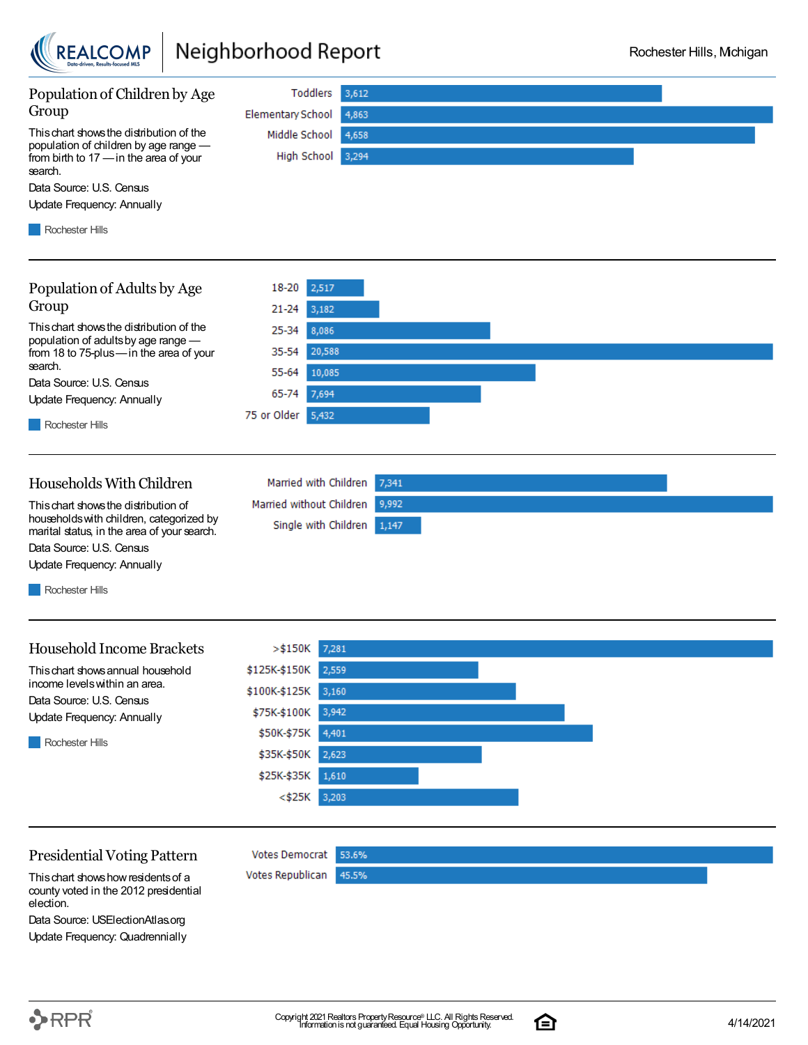## Population of Children by Age Group

This chart shows the distribution of the population of children by age range — from birth to 17 — in the area of your search.

Data Source: U.S. Census

Update Frequency: Annually

Rochester Hills

| Age Group | Rochester Hills |
|---|---|
| Toddlers | 3,612 |
| Elementary School | 4,863 |
| Middle School | 4,658 |
| High School | 3,294 |

## Population of Adults by Age Group

This chart shows the distribution of the population of adults by age range — from 18 to 75-plus — in the area of your search.

Data Source: U.S. Census

Update Frequency: Annually

Rochester Hills

| Age Group | Rochester Hills |
|---|---|
| 18-20 | 2,517 |
| 21-24 | 3,182 |
| 25-34 | 8,086 |
| 35-54 | 20,588 |
| 55-64 | 10,085 |
| 65-74 | 7,694 |
| 75 or Older | 5,432 |

## Households With Children

This chart shows the distribution of households with children, categorized by marital status, in the area of your search.

Data Source: U.S. Census

Update Frequency: Annually

Rochester Hills

| Household Type | Rochester Hills |
|---|---|
| Married with Children | 7,341 |
| Married without Children | 9,992 |
| Single with Children | 1,147 |

## Household Income Brackets

This chart shows annual household income levels within an area.

Data Source: U.S. Census

Update Frequency: Annually

Rochester Hills

| Income Bracket | Rochester Hills |
|---|---|
| >$150K | 7,281 |
| $125K-$150K | 2,559 |
| $100K-$125K | 3,160 |
| $75K-$100K | 3,942 |
| $50K-$75K | 4,401 |
| $35K-$50K | 2,623 |
| $25K-$35K | 1,610 |
| <$25K | 3,203 |

## Presidential Voting Pattern

This chart shows how residents of a county voted in the 2012 presidential election.

Data Source: USElectionAtlas.org

Update Frequency: Quadrennially

| Vote | Percentage |
|---|---|
| Votes Democrat | 53.6% |
| Votes Republican | 45.5% |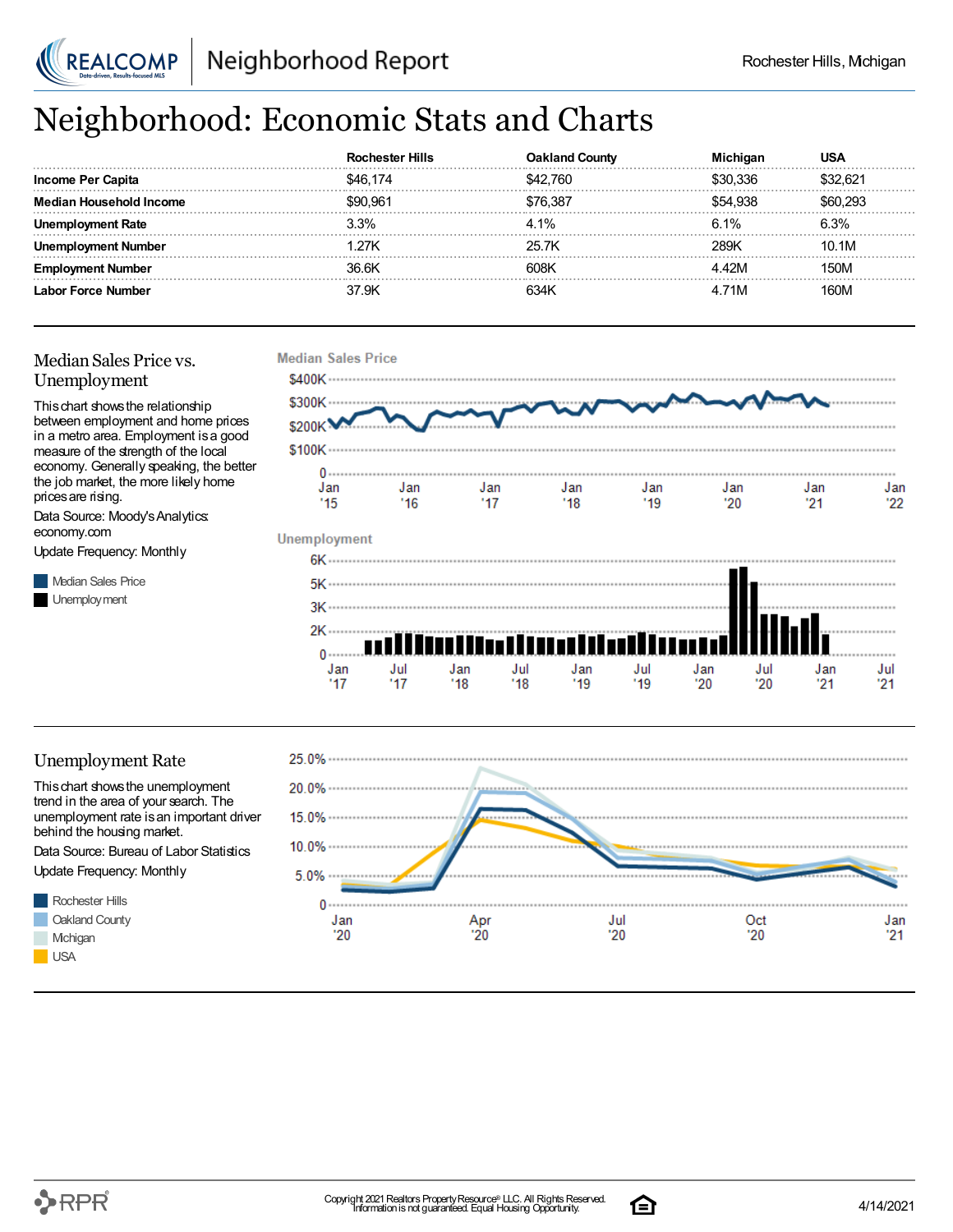# Neighborhood: Economic Stats and Charts

| | Rochester Hills | Oakland County | Michigan | USA |
|---|---|---|---|---|
| **Income Per Capita** | $46,174 | $42,760 | $30,336 | $32,621 |
| **Median Household Income** | $90,961 | $76,387 | $54,938 | $60,293 |
| **Unemployment Rate** | 3.3% | 4.1% | 6.1% | 6.3% |
| **Unemployment Number** | 1.27K | 25.7K | 289K | 10.1M |
| **Employment Number** | 36.6K | 608K | 4.42M | 150M |
| **Labor Force Number** | 37.9K | 634K | 4.71M | 160M |

## Median Sales Price vs. Unemployment

This chart shows the relationship between employment and home prices in a metro area. Employment is a good measure of the strength of the local economy. Generally speaking, the better the job market, the more likely home prices are rising.

Data Source: Moody's Analytics: economy.com

Update Frequency: Monthly

Median Sales Price

Unemployment

## Unemployment Rate

This chart shows the unemployment trend in the area of your search. The unemployment rate is an important driver behind the housing market.

Data Source: Bureau of Labor Statistics

Update Frequency: Monthly

Rochester Hills

Oakland County

Michigan

USA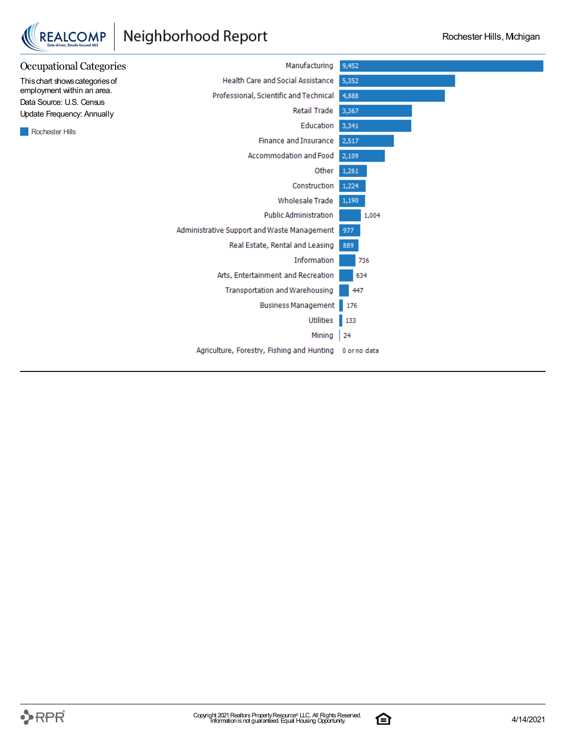## Occupational Categories

This chart shows categories of employment within an area.

Data Source: U.S. Census

Update Frequency: Annually

Rochester Hills

| Category | Rochester Hills |
|---|---|
| Manufacturing | 9,452 |
| Health Care and Social Assistance | 5,352 |
| Professional, Scientific and Technical | 4,888 |
| Retail Trade | 3,367 |
| Education | 3,341 |
| Finance and Insurance | 2,517 |
| Accommodation and Food | 2,109 |
| Other | 1,261 |
| Construction | 1,224 |
| Wholesale Trade | 1,190 |
| Public Administration | 1,004 |
| Administrative Support and Waste Management | 977 |
| Real Estate, Rental and Leasing | 889 |
| Information | 736 |
| Arts, Entertainment and Recreation | 634 |
| Transportation and Warehousing | 447 |
| Business Management | 176 |
| Utilities | 133 |
| Mining | 24 |
| Agriculture, Forestry, Fishing and Hunting | 0 or no data |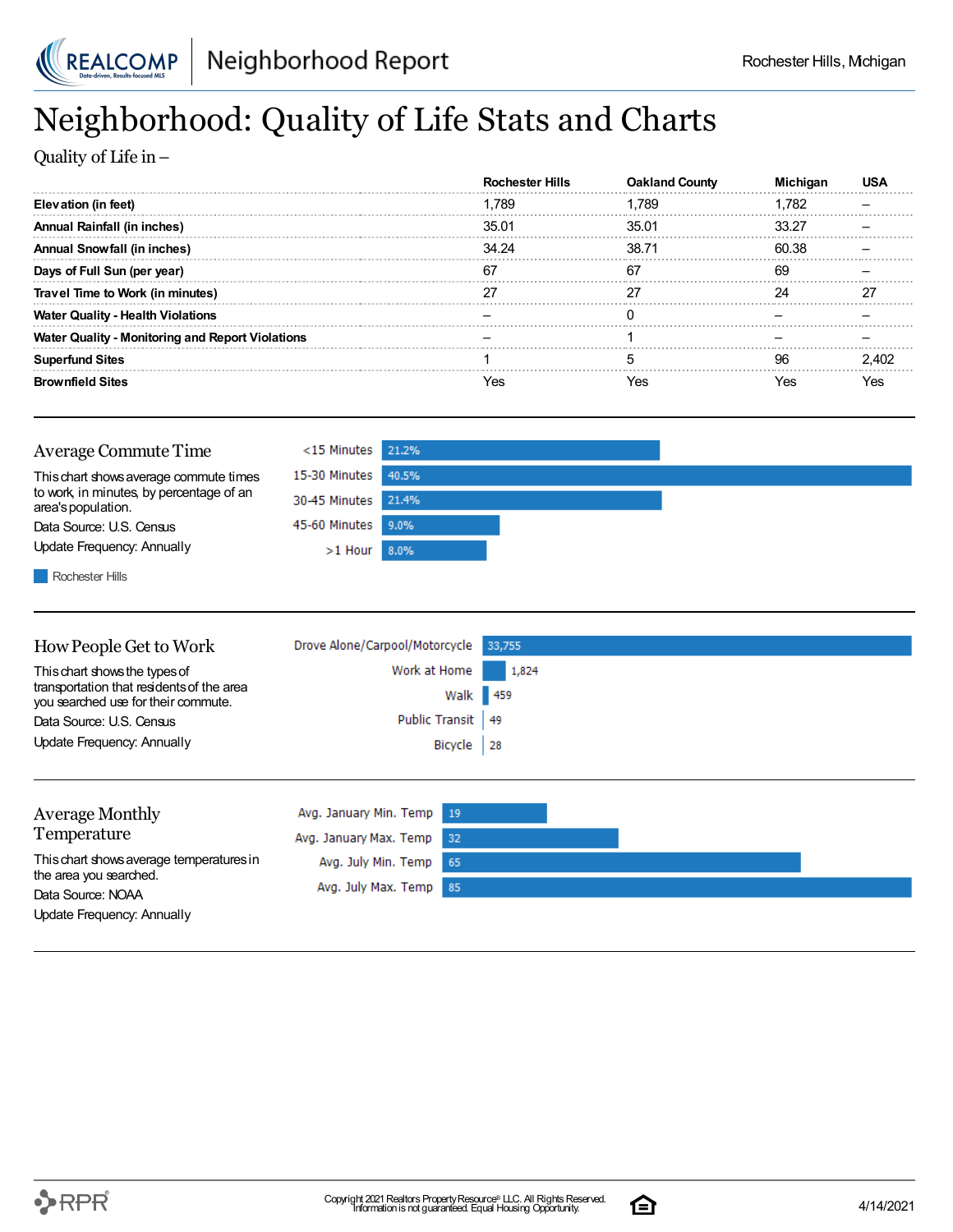# Neighborhood: Quality of Life Stats and Charts

Quality of Life in –

| | Rochester Hills | Oakland County | Michigan | USA |
|---|---|---|---|---|
| **Elevation (in feet)** | 1,789 | 1,789 | 1,782 | – |
| **Annual Rainfall (in inches)** | 35.01 | 35.01 | 33.27 | – |
| **Annual Snowfall (in inches)** | 34.24 | 38.71 | 60.38 | – |
| **Days of Full Sun (per year)** | 67 | 67 | 69 | – |
| **Travel Time to Work (in minutes)** | 27 | 27 | 24 | 27 |
| **Water Quality - Health Violations** | – | 0 | – | – |
| **Water Quality - Monitoring and Report Violations** | – | 1 | – | – |
| **Superfund Sites** | 1 | 5 | 96 | 2,402 |
| **Brownfield Sites** | Yes | Yes | Yes | Yes |

## Average Commute Time

This chart shows average commute times to work, in minutes, by percentage of an area's population.

Data Source: U.S. Census

Update Frequency: Annually

| Commute Time | Rochester Hills |
|---|---|
| <15 Minutes | 21.2% |
| 15-30 Minutes | 40.5% |
| 30-45 Minutes | 21.4% |
| 45-60 Minutes | 9.0% |
| >1 Hour | 8.0% |

## How People Get to Work

This chart shows the types of transportation that residents of the area you searched use for their commute.

Data Source: U.S. Census

Update Frequency: Annually

| Transportation | Count |
|---|---|
| Drove Alone/Carpool/Motorcycle | 33,755 |
| Work at Home | 1,824 |
| Walk | 459 |
| Public Transit | 49 |
| Bicycle | 28 |

## Average Monthly Temperature

This chart shows average temperatures in the area you searched.

Data Source: NOAA

Update Frequency: Annually

| Measure | Temperature |
|---|---|
| Avg. January Min. Temp | 19 |
| Avg. January Max. Temp | 32 |
| Avg. July Min. Temp | 65 |
| Avg. July Max. Temp | 85 |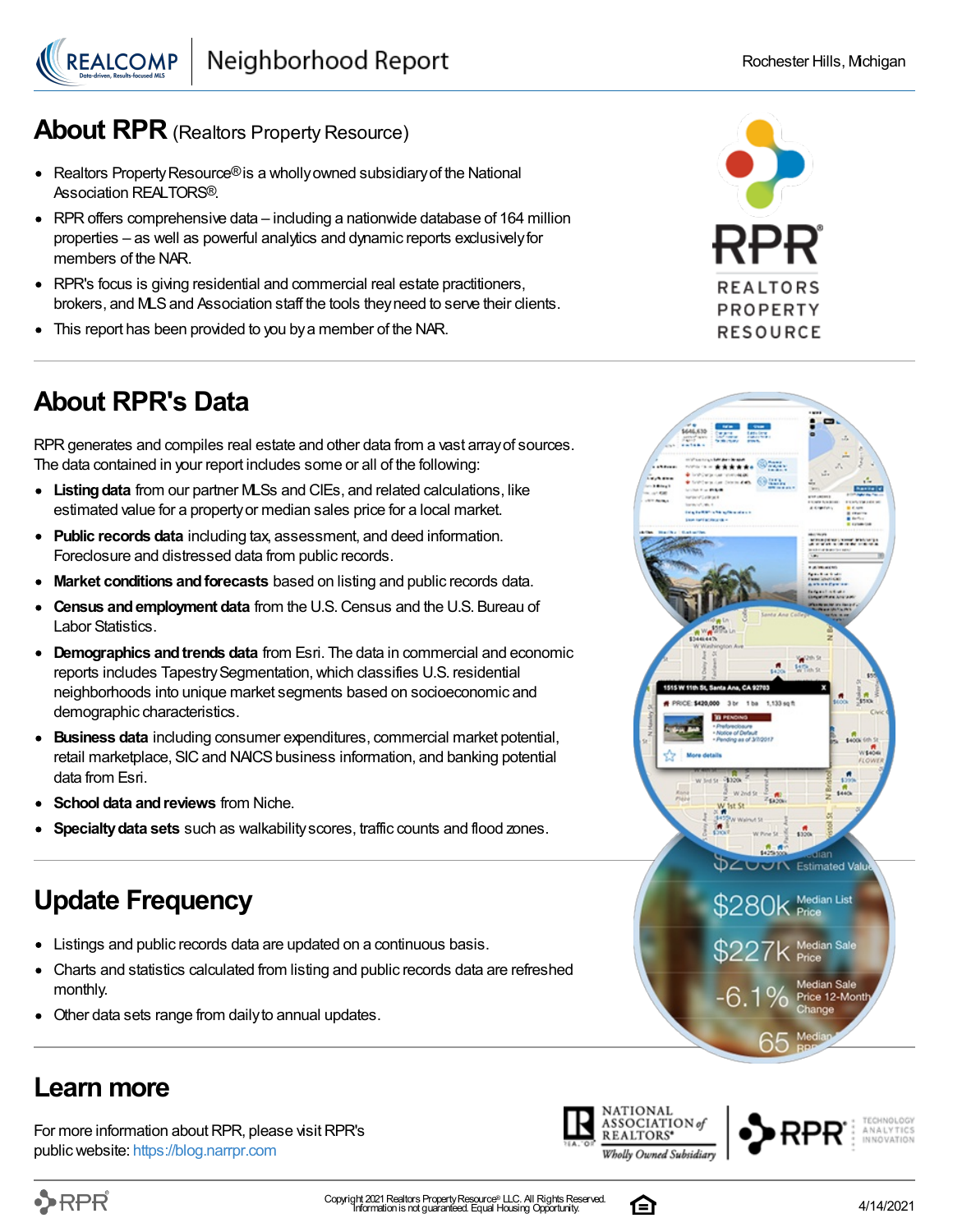## About RPR (Realtors Property Resource)

- Realtors Property Resource® is a wholly owned subsidiary of the National Association REALTORS®.
- RPR offers comprehensive data – including a nationwide database of 164 million properties – as well as powerful analytics and dynamic reports exclusively for members of the NAR.
- RPR's focus is giving residential and commercial real estate practitioners, brokers, and MLS and Association staff the tools they need to serve their clients.
- This report has been provided to you by a member of the NAR.

## About RPR's Data

RPR generates and compiles real estate and other data from a vast array of sources. The data contained in your report includes some or all of the following:

- **Listing data** from our partner MLSs and CIEs, and related calculations, like estimated value for a property or median sales price for a local market.
- **Public records data** including tax, assessment, and deed information. Foreclosure and distressed data from public records.
- **Market conditions and forecasts** based on listing and public records data.
- **Census and employment data** from the U.S. Census and the U.S. Bureau of Labor Statistics.
- **Demographics and trends data** from Esri. The data in commercial and economic reports includes Tapestry Segmentation, which classifies U.S. residential neighborhoods into unique market segments based on socioeconomic and demographic characteristics.
- **Business data** including consumer expenditures, commercial market potential, retail marketplace, SIC and NAICS business information, and banking potential data from Esri.
- **School data and reviews** from Niche.
- **Specialty data sets** such as walkability scores, traffic counts and flood zones.

## Update Frequency

- Listings and public records data are updated on a continuous basis.
- Charts and statistics calculated from listing and public records data are refreshed monthly.
- Other data sets range from daily to annual updates.

## Learn more

For more information about RPR, please visit RPR's public website: https://blog.narrpr.com